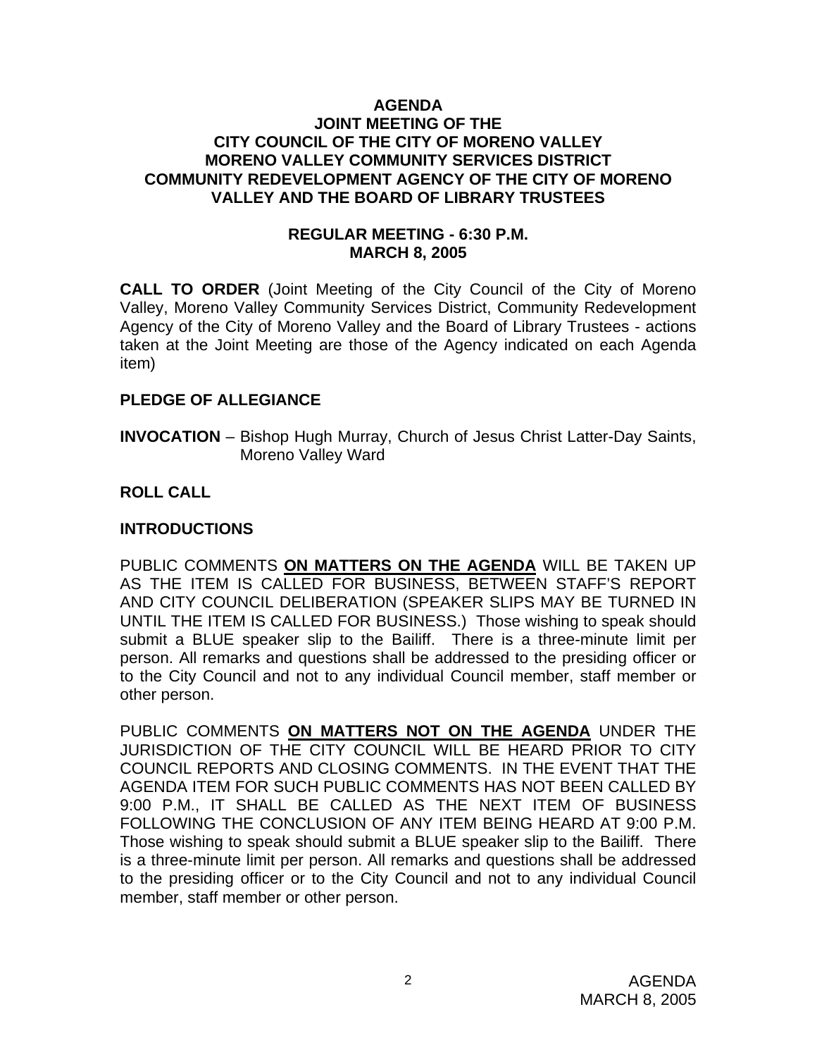# AGENDA
## JOINT MEETING OF THE CITY COUNCIL OF THE CITY OF MORENO VALLEY MORENO VALLEY COMMUNITY SERVICES DISTRICT COMMUNITY REDEVELOPMENT AGENCY OF THE CITY OF MORENO VALLEY AND THE BOARD OF LIBRARY TRUSTEES

### REGULAR MEETING - 6:30 P.M.
### MARCH 8, 2005

**CALL TO ORDER** (Joint Meeting of the City Council of the City of Moreno Valley, Moreno Valley Community Services District, Community Redevelopment Agency of the City of Moreno Valley and the Board of Library Trustees - actions taken at the Joint Meeting are those of the Agency indicated on each Agenda item)

**PLEDGE OF ALLEGIANCE**

**INVOCATION** – Bishop Hugh Murray, Church of Jesus Christ Latter-Day Saints, Moreno Valley Ward

**ROLL CALL**

**INTRODUCTIONS**

PUBLIC COMMENTS **ON MATTERS ON THE AGENDA** WILL BE TAKEN UP AS THE ITEM IS CALLED FOR BUSINESS, BETWEEN STAFF'S REPORT AND CITY COUNCIL DELIBERATION (SPEAKER SLIPS MAY BE TURNED IN UNTIL THE ITEM IS CALLED FOR BUSINESS.) Those wishing to speak should submit a BLUE speaker slip to the Bailiff. There is a three-minute limit per person. All remarks and questions shall be addressed to the presiding officer or to the City Council and not to any individual Council member, staff member or other person.

PUBLIC COMMENTS **ON MATTERS NOT ON THE AGENDA** UNDER THE JURISDICTION OF THE CITY COUNCIL WILL BE HEARD PRIOR TO CITY COUNCIL REPORTS AND CLOSING COMMENTS. IN THE EVENT THAT THE AGENDA ITEM FOR SUCH PUBLIC COMMENTS HAS NOT BEEN CALLED BY 9:00 P.M., IT SHALL BE CALLED AS THE NEXT ITEM OF BUSINESS FOLLOWING THE CONCLUSION OF ANY ITEM BEING HEARD AT 9:00 P.M. Those wishing to speak should submit a BLUE speaker slip to the Bailiff. There is a three-minute limit per person. All remarks and questions shall be addressed to the presiding officer or to the City Council and not to any individual Council member, staff member or other person.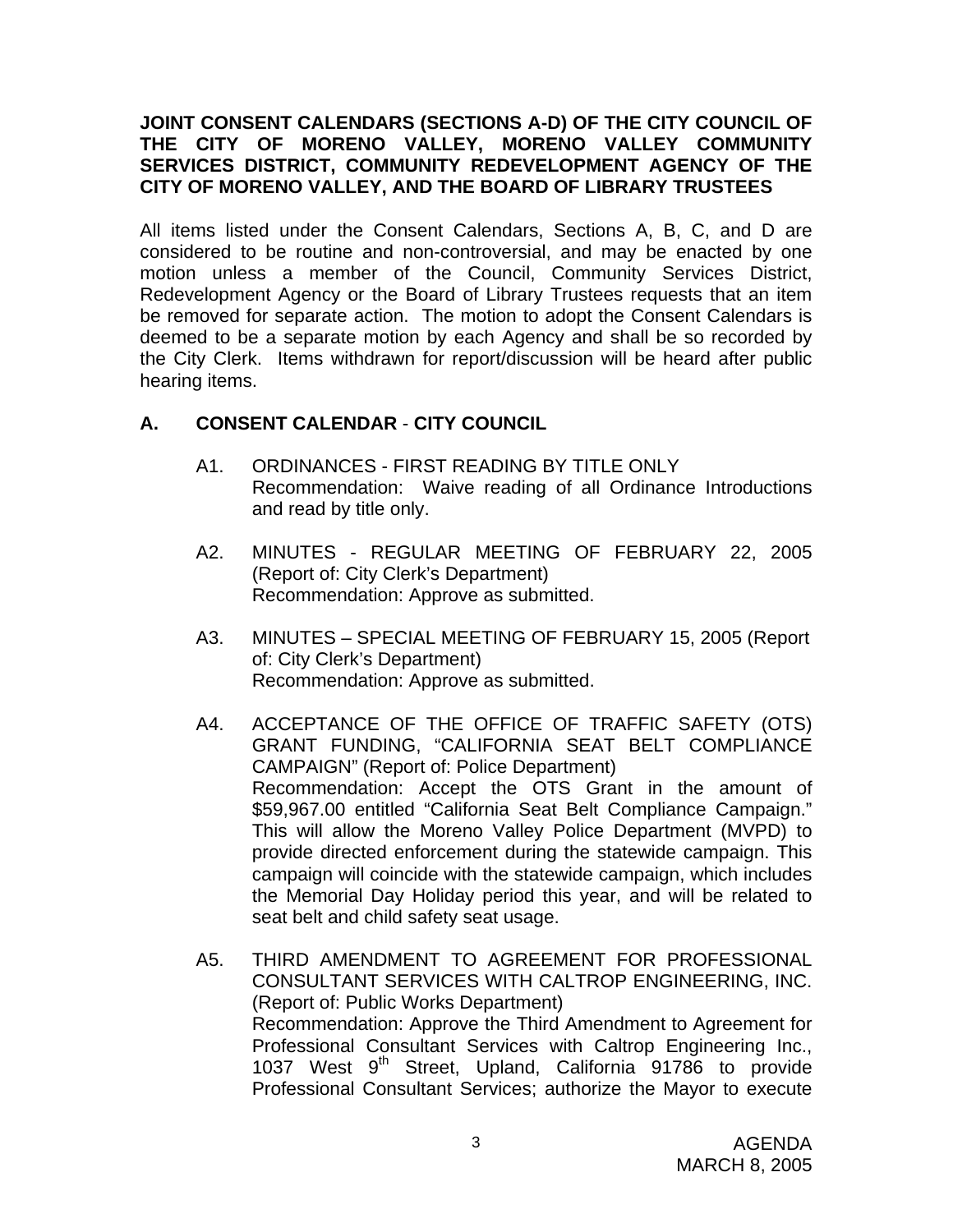**JOINT CONSENT CALENDARS (SECTIONS A-D) OF THE CITY COUNCIL OF THE CITY OF MORENO VALLEY, MORENO VALLEY COMMUNITY SERVICES DISTRICT, COMMUNITY REDEVELOPMENT AGENCY OF THE CITY OF MORENO VALLEY, AND THE BOARD OF LIBRARY TRUSTEES**

All items listed under the Consent Calendars, Sections A, B, C, and D are considered to be routine and non-controversial, and may be enacted by one motion unless a member of the Council, Community Services District, Redevelopment Agency or the Board of Library Trustees requests that an item be removed for separate action. The motion to adopt the Consent Calendars is deemed to be a separate motion by each Agency and shall be so recorded by the City Clerk. Items withdrawn for report/discussion will be heard after public hearing items.

## A. CONSENT CALENDAR - CITY COUNCIL

A1. ORDINANCES - FIRST READING BY TITLE ONLY
Recommendation: Waive reading of all Ordinance Introductions and read by title only.

A2. MINUTES - REGULAR MEETING OF FEBRUARY 22, 2005 (Report of: City Clerk's Department)
Recommendation: Approve as submitted.

A3. MINUTES – SPECIAL MEETING OF FEBRUARY 15, 2005 (Report of: City Clerk's Department)
Recommendation: Approve as submitted.

A4. ACCEPTANCE OF THE OFFICE OF TRAFFIC SAFETY (OTS) GRANT FUNDING, "CALIFORNIA SEAT BELT COMPLIANCE CAMPAIGN" (Report of: Police Department)
Recommendation: Accept the OTS Grant in the amount of $59,967.00 entitled "California Seat Belt Compliance Campaign." This will allow the Moreno Valley Police Department (MVPD) to provide directed enforcement during the statewide campaign. This campaign will coincide with the statewide campaign, which includes the Memorial Day Holiday period this year, and will be related to seat belt and child safety seat usage.

A5. THIRD AMENDMENT TO AGREEMENT FOR PROFESSIONAL CONSULTANT SERVICES WITH CALTROP ENGINEERING, INC. (Report of: Public Works Department)
Recommendation: Approve the Third Amendment to Agreement for Professional Consultant Services with Caltrop Engineering Inc., 1037 West 9th Street, Upland, California 91786 to provide Professional Consultant Services; authorize the Mayor to execute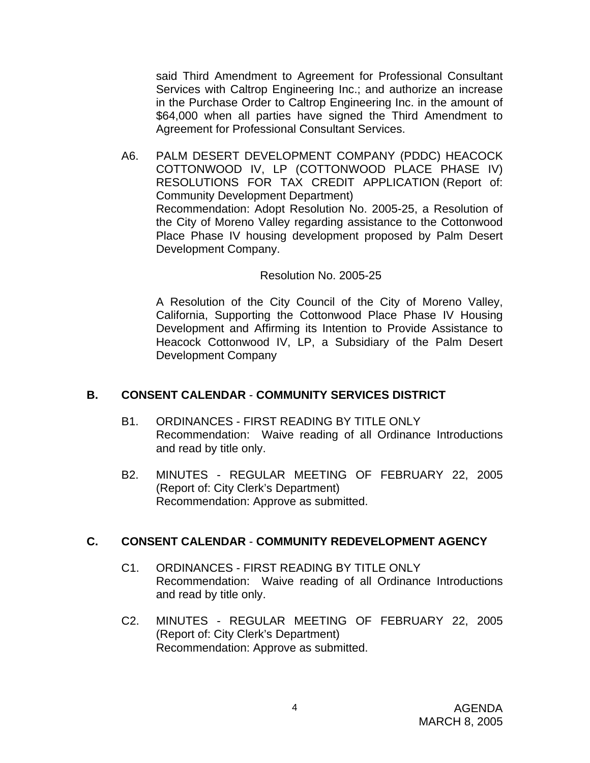said Third Amendment to Agreement for Professional Consultant Services with Caltrop Engineering Inc.; and authorize an increase in the Purchase Order to Caltrop Engineering Inc. in the amount of $64,000 when all parties have signed the Third Amendment to Agreement for Professional Consultant Services.

A6. PALM DESERT DEVELOPMENT COMPANY (PDDC) HEACOCK COTTONWOOD IV, LP (COTTONWOOD PLACE PHASE IV) RESOLUTIONS FOR TAX CREDIT APPLICATION (Report of: Community Development Department)
Recommendation: Adopt Resolution No. 2005-25, a Resolution of the City of Moreno Valley regarding assistance to the Cottonwood Place Phase IV housing development proposed by Palm Desert Development Company.

Resolution No. 2005-25

A Resolution of the City Council of the City of Moreno Valley, California, Supporting the Cottonwood Place Phase IV Housing Development and Affirming its Intention to Provide Assistance to Heacock Cottonwood IV, LP, a Subsidiary of the Palm Desert Development Company

## B. CONSENT CALENDAR - COMMUNITY SERVICES DISTRICT

B1. ORDINANCES - FIRST READING BY TITLE ONLY
Recommendation: Waive reading of all Ordinance Introductions and read by title only.

B2. MINUTES - REGULAR MEETING OF FEBRUARY 22, 2005 (Report of: City Clerk's Department)
Recommendation: Approve as submitted.

## C. CONSENT CALENDAR - COMMUNITY REDEVELOPMENT AGENCY

C1. ORDINANCES - FIRST READING BY TITLE ONLY
Recommendation: Waive reading of all Ordinance Introductions and read by title only.

C2. MINUTES - REGULAR MEETING OF FEBRUARY 22, 2005 (Report of: City Clerk's Department)
Recommendation: Approve as submitted.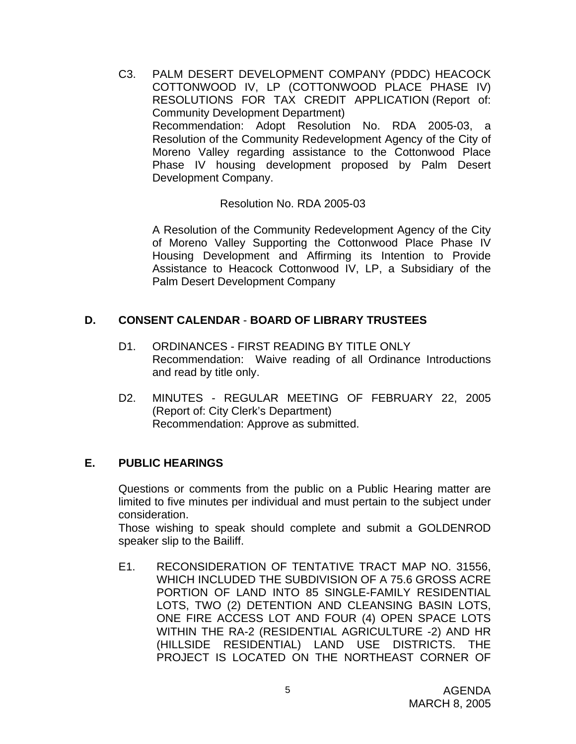C3. PALM DESERT DEVELOPMENT COMPANY (PDDC) HEACOCK COTTONWOOD IV, LP (COTTONWOOD PLACE PHASE IV) RESOLUTIONS FOR TAX CREDIT APPLICATION (Report of: Community Development Department)
Recommendation: Adopt Resolution No. RDA 2005-03, a Resolution of the Community Redevelopment Agency of the City of Moreno Valley regarding assistance to the Cottonwood Place Phase IV housing development proposed by Palm Desert Development Company.

Resolution No. RDA 2005-03

A Resolution of the Community Redevelopment Agency of the City of Moreno Valley Supporting the Cottonwood Place Phase IV Housing Development and Affirming its Intention to Provide Assistance to Heacock Cottonwood IV, LP, a Subsidiary of the Palm Desert Development Company

## D. CONSENT CALENDAR - BOARD OF LIBRARY TRUSTEES

D1. ORDINANCES - FIRST READING BY TITLE ONLY
Recommendation: Waive reading of all Ordinance Introductions and read by title only.

D2. MINUTES - REGULAR MEETING OF FEBRUARY 22, 2005 (Report of: City Clerk's Department)
Recommendation: Approve as submitted.

## E. PUBLIC HEARINGS

Questions or comments from the public on a Public Hearing matter are limited to five minutes per individual and must pertain to the subject under consideration.
Those wishing to speak should complete and submit a GOLDENROD speaker slip to the Bailiff.

E1. RECONSIDERATION OF TENTATIVE TRACT MAP NO. 31556, WHICH INCLUDED THE SUBDIVISION OF A 75.6 GROSS ACRE PORTION OF LAND INTO 85 SINGLE-FAMILY RESIDENTIAL LOTS, TWO (2) DETENTION AND CLEANSING BASIN LOTS, ONE FIRE ACCESS LOT AND FOUR (4) OPEN SPACE LOTS WITHIN THE RA-2 (RESIDENTIAL AGRICULTURE -2) AND HR (HILLSIDE RESIDENTIAL) LAND USE DISTRICTS. THE PROJECT IS LOCATED ON THE NORTHEAST CORNER OF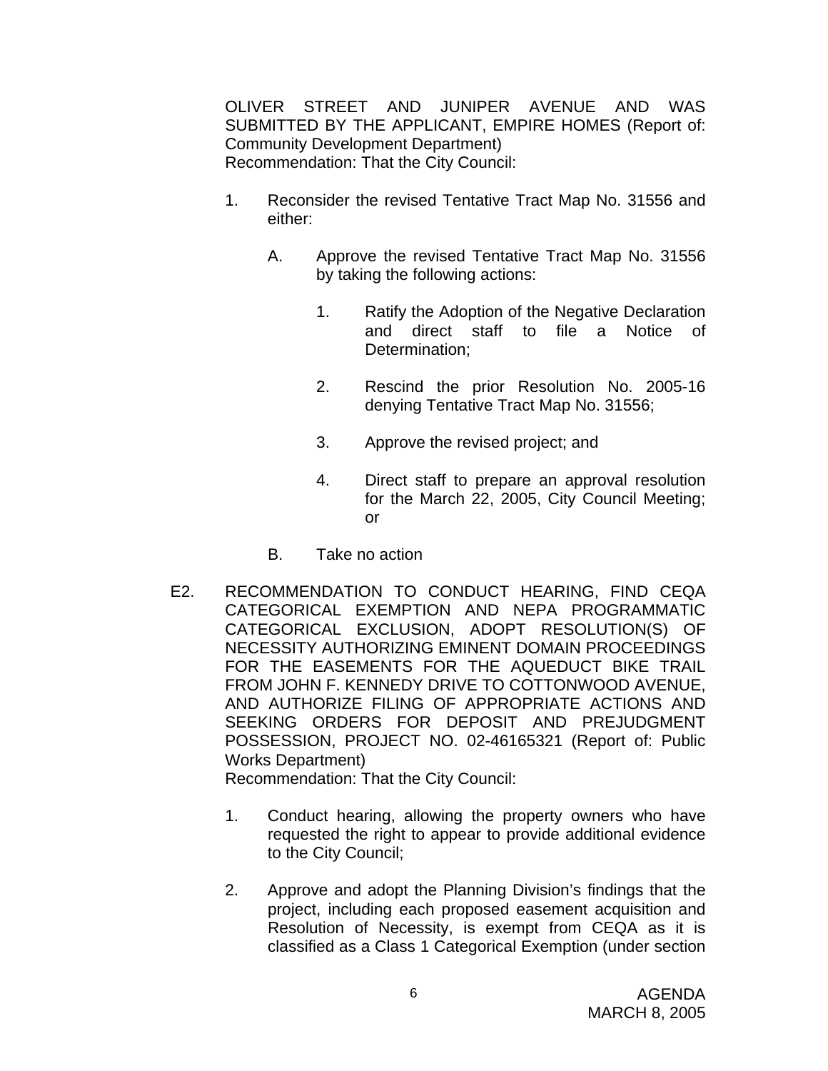OLIVER STREET AND JUNIPER AVENUE AND WAS SUBMITTED BY THE APPLICANT, EMPIRE HOMES (Report of: Community Development Department)
Recommendation: That the City Council:

1. Reconsider the revised Tentative Tract Map No. 31556 and either:

   A. Approve the revised Tentative Tract Map No. 31556 by taking the following actions:

      1. Ratify the Adoption of the Negative Declaration and direct staff to file a Notice of Determination;

      2. Rescind the prior Resolution No. 2005-16 denying Tentative Tract Map No. 31556;

      3. Approve the revised project; and

      4. Direct staff to prepare an approval resolution for the March 22, 2005, City Council Meeting; or

   B. Take no action

E2. RECOMMENDATION TO CONDUCT HEARING, FIND CEQA CATEGORICAL EXEMPTION AND NEPA PROGRAMMATIC CATEGORICAL EXCLUSION, ADOPT RESOLUTION(S) OF NECESSITY AUTHORIZING EMINENT DOMAIN PROCEEDINGS FOR THE EASEMENTS FOR THE AQUEDUCT BIKE TRAIL FROM JOHN F. KENNEDY DRIVE TO COTTONWOOD AVENUE, AND AUTHORIZE FILING OF APPROPRIATE ACTIONS AND SEEKING ORDERS FOR DEPOSIT AND PREJUDGMENT POSSESSION, PROJECT NO. 02-46165321 (Report of: Public Works Department)
Recommendation: That the City Council:

1. Conduct hearing, allowing the property owners who have requested the right to appear to provide additional evidence to the City Council;

2. Approve and adopt the Planning Division's findings that the project, including each proposed easement acquisition and Resolution of Necessity, is exempt from CEQA as it is classified as a Class 1 Categorical Exemption (under section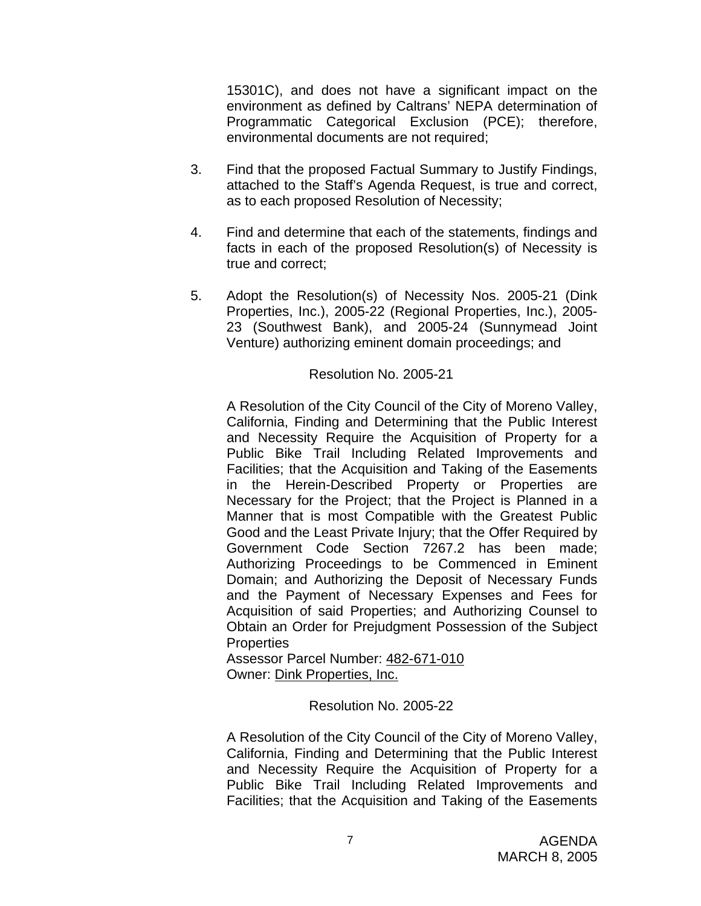15301C), and does not have a significant impact on the environment as defined by Caltrans' NEPA determination of Programmatic Categorical Exclusion (PCE); therefore, environmental documents are not required;

3. Find that the proposed Factual Summary to Justify Findings, attached to the Staff's Agenda Request, is true and correct, as to each proposed Resolution of Necessity;

4. Find and determine that each of the statements, findings and facts in each of the proposed Resolution(s) of Necessity is true and correct;

5. Adopt the Resolution(s) of Necessity Nos. 2005-21 (Dink Properties, Inc.), 2005-22 (Regional Properties, Inc.), 2005-23 (Southwest Bank), and 2005-24 (Sunnymead Joint Venture) authorizing eminent domain proceedings; and

Resolution No. 2005-21

A Resolution of the City Council of the City of Moreno Valley, California, Finding and Determining that the Public Interest and Necessity Require the Acquisition of Property for a Public Bike Trail Including Related Improvements and Facilities; that the Acquisition and Taking of the Easements in the Herein-Described Property or Properties are Necessary for the Project; that the Project is Planned in a Manner that is most Compatible with the Greatest Public Good and the Least Private Injury; that the Offer Required by Government Code Section 7267.2 has been made; Authorizing Proceedings to be Commenced in Eminent Domain; and Authorizing the Deposit of Necessary Funds and the Payment of Necessary Expenses and Fees for Acquisition of said Properties; and Authorizing Counsel to Obtain an Order for Prejudgment Possession of the Subject Properties
Assessor Parcel Number: 482-671-010
Owner: Dink Properties, Inc.

Resolution No. 2005-22

A Resolution of the City Council of the City of Moreno Valley, California, Finding and Determining that the Public Interest and Necessity Require the Acquisition of Property for a Public Bike Trail Including Related Improvements and Facilities; that the Acquisition and Taking of the Easements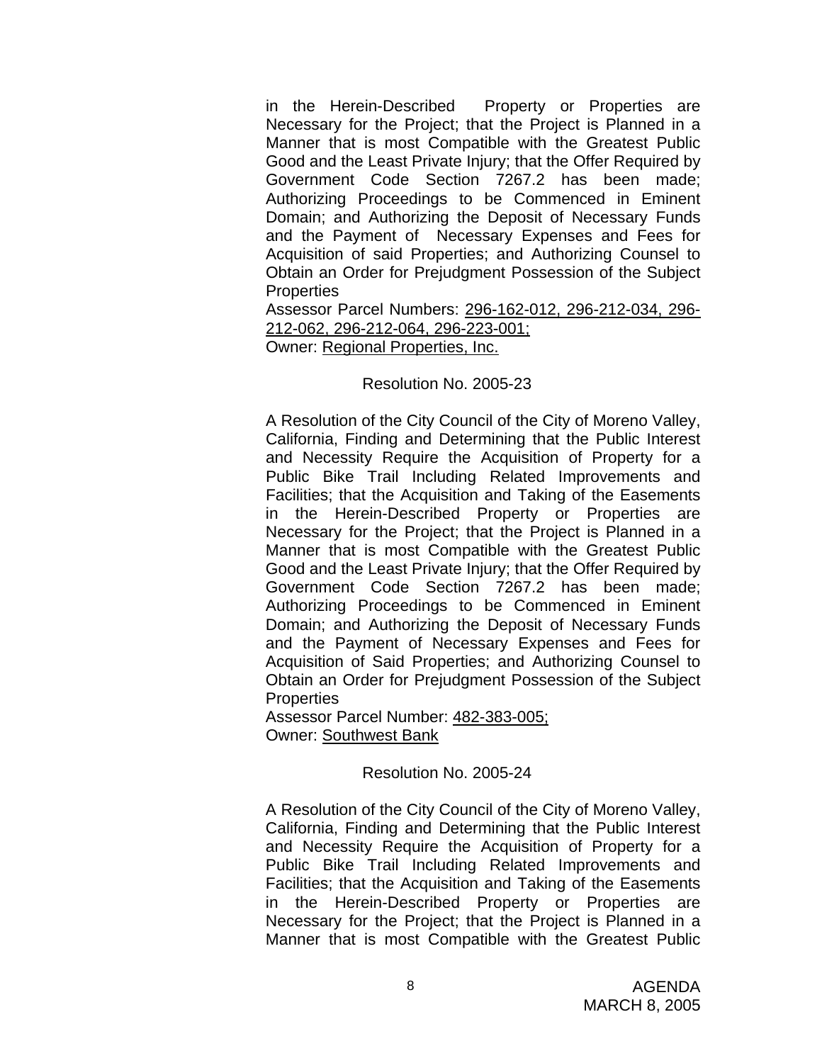in the Herein-Described Property or Properties are Necessary for the Project; that the Project is Planned in a Manner that is most Compatible with the Greatest Public Good and the Least Private Injury; that the Offer Required by Government Code Section 7267.2 has been made; Authorizing Proceedings to be Commenced in Eminent Domain; and Authorizing the Deposit of Necessary Funds and the Payment of Necessary Expenses and Fees for Acquisition of said Properties; and Authorizing Counsel to Obtain an Order for Prejudgment Possession of the Subject Properties

Assessor Parcel Numbers: 296-162-012, 296-212-034, 296-212-062, 296-212-064, 296-223-001;

Owner: Regional Properties, Inc.

Resolution No. 2005-23

A Resolution of the City Council of the City of Moreno Valley, California, Finding and Determining that the Public Interest and Necessity Require the Acquisition of Property for a Public Bike Trail Including Related Improvements and Facilities; that the Acquisition and Taking of the Easements in the Herein-Described Property or Properties are Necessary for the Project; that the Project is Planned in a Manner that is most Compatible with the Greatest Public Good and the Least Private Injury; that the Offer Required by Government Code Section 7267.2 has been made; Authorizing Proceedings to be Commenced in Eminent Domain; and Authorizing the Deposit of Necessary Funds and the Payment of Necessary Expenses and Fees for Acquisition of Said Properties; and Authorizing Counsel to Obtain an Order for Prejudgment Possession of the Subject Properties

Assessor Parcel Number: 482-383-005;

Owner: Southwest Bank

Resolution No. 2005-24

A Resolution of the City Council of the City of Moreno Valley, California, Finding and Determining that the Public Interest and Necessity Require the Acquisition of Property for a Public Bike Trail Including Related Improvements and Facilities; that the Acquisition and Taking of the Easements in the Herein-Described Property or Properties are Necessary for the Project; that the Project is Planned in a Manner that is most Compatible with the Greatest Public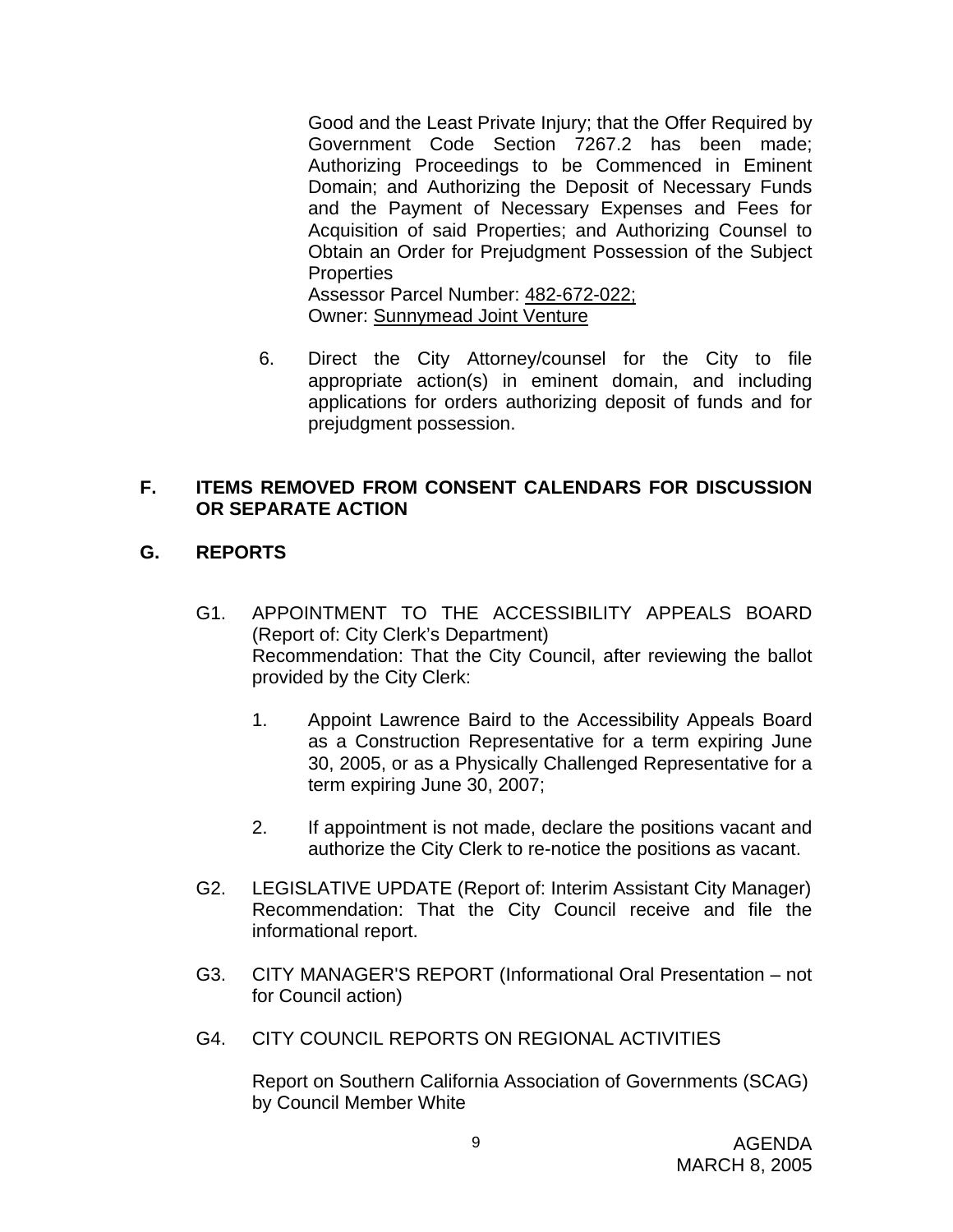Good and the Least Private Injury; that the Offer Required by Government Code Section 7267.2 has been made; Authorizing Proceedings to be Commenced in Eminent Domain; and Authorizing the Deposit of Necessary Funds and the Payment of Necessary Expenses and Fees for Acquisition of said Properties; and Authorizing Counsel to Obtain an Order for Prejudgment Possession of the Subject Properties
Assessor Parcel Number: <u>482-672-022;</u>
Owner: <u>Sunnymead Joint Venture</u>

6. Direct the City Attorney/counsel for the City to file appropriate action(s) in eminent domain, and including applications for orders authorizing deposit of funds and for prejudgment possession.

## F. ITEMS REMOVED FROM CONSENT CALENDARS FOR DISCUSSION OR SEPARATE ACTION

## G. REPORTS

G1. APPOINTMENT TO THE ACCESSIBILITY APPEALS BOARD (Report of: City Clerk's Department)
Recommendation: That the City Council, after reviewing the ballot provided by the City Clerk:

1. Appoint Lawrence Baird to the Accessibility Appeals Board as a Construction Representative for a term expiring June 30, 2005, or as a Physically Challenged Representative for a term expiring June 30, 2007;

2. If appointment is not made, declare the positions vacant and authorize the City Clerk to re-notice the positions as vacant.

G2. LEGISLATIVE UPDATE (Report of: Interim Assistant City Manager)
Recommendation: That the City Council receive and file the informational report.

G3. CITY MANAGER'S REPORT (Informational Oral Presentation – not for Council action)

G4. CITY COUNCIL REPORTS ON REGIONAL ACTIVITIES

Report on Southern California Association of Governments (SCAG) by Council Member White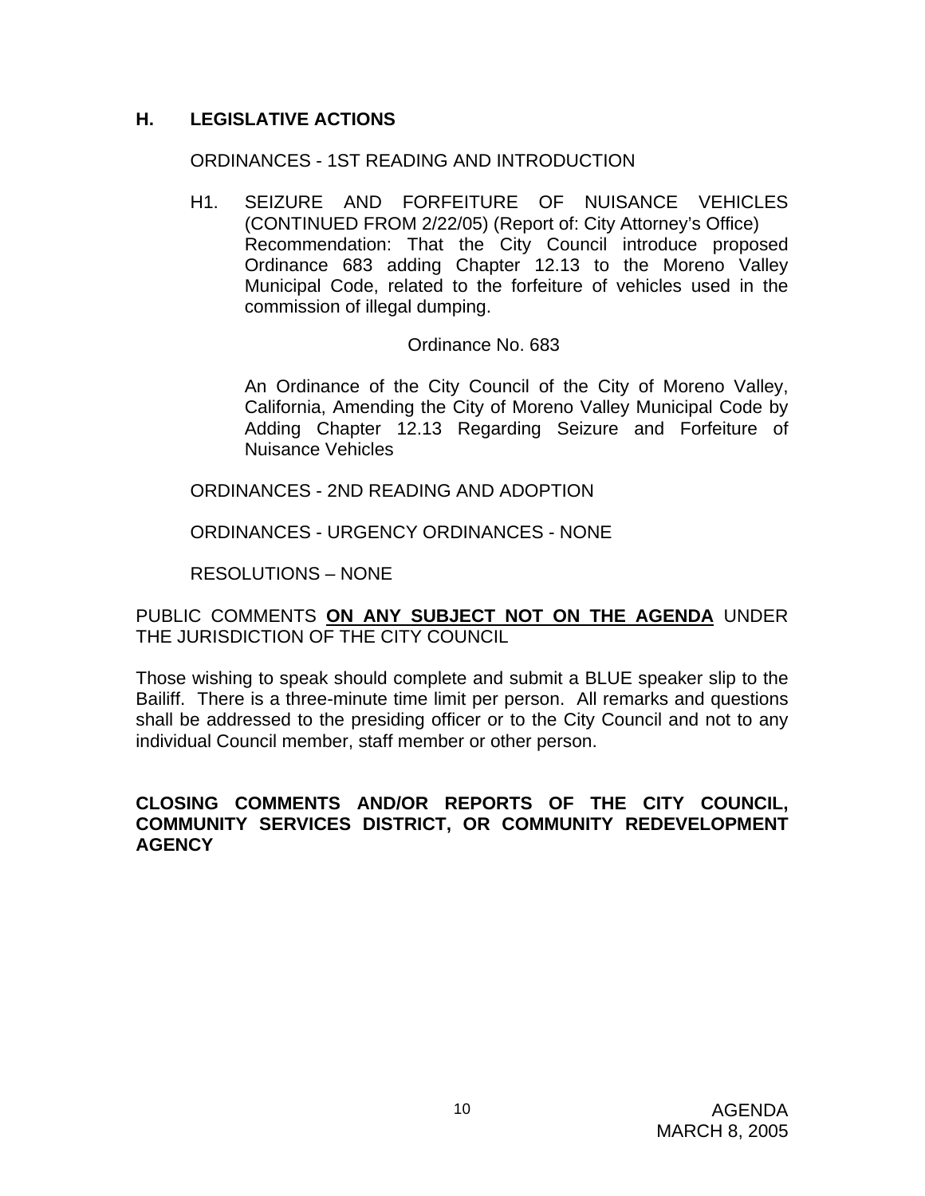## H. LEGISLATIVE ACTIONS

ORDINANCES - 1ST READING AND INTRODUCTION

H1. SEIZURE AND FORFEITURE OF NUISANCE VEHICLES (CONTINUED FROM 2/22/05) (Report of: City Attorney's Office)
Recommendation: That the City Council introduce proposed Ordinance 683 adding Chapter 12.13 to the Moreno Valley Municipal Code, related to the forfeiture of vehicles used in the commission of illegal dumping.

Ordinance No. 683

An Ordinance of the City Council of the City of Moreno Valley, California, Amending the City of Moreno Valley Municipal Code by Adding Chapter 12.13 Regarding Seizure and Forfeiture of Nuisance Vehicles

ORDINANCES - 2ND READING AND ADOPTION

ORDINANCES - URGENCY ORDINANCES - NONE

RESOLUTIONS – NONE

PUBLIC COMMENTS **ON ANY SUBJECT NOT ON THE AGENDA** UNDER THE JURISDICTION OF THE CITY COUNCIL

Those wishing to speak should complete and submit a BLUE speaker slip to the Bailiff. There is a three-minute time limit per person. All remarks and questions shall be addressed to the presiding officer or to the City Council and not to any individual Council member, staff member or other person.

**CLOSING COMMENTS AND/OR REPORTS OF THE CITY COUNCIL, COMMUNITY SERVICES DISTRICT, OR COMMUNITY REDEVELOPMENT AGENCY**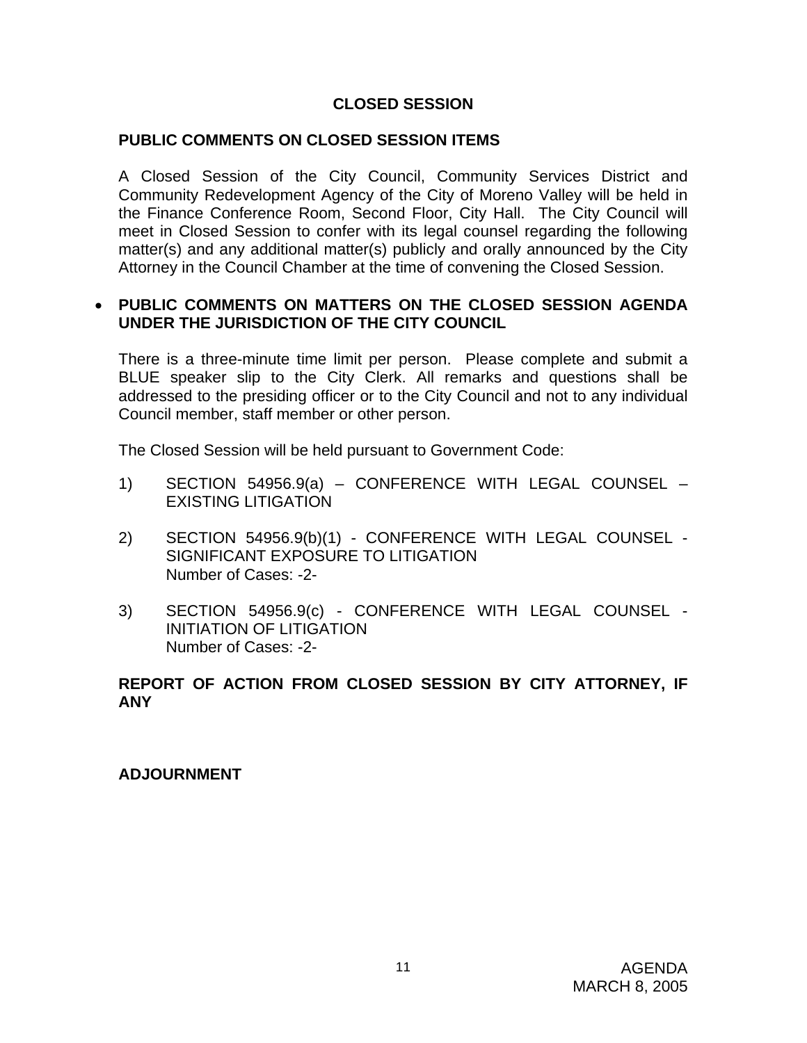## CLOSED SESSION

**PUBLIC COMMENTS ON CLOSED SESSION ITEMS**

A Closed Session of the City Council, Community Services District and Community Redevelopment Agency of the City of Moreno Valley will be held in the Finance Conference Room, Second Floor, City Hall. The City Council will meet in Closed Session to confer with its legal counsel regarding the following matter(s) and any additional matter(s) publicly and orally announced by the City Attorney in the Council Chamber at the time of convening the Closed Session.

- **PUBLIC COMMENTS ON MATTERS ON THE CLOSED SESSION AGENDA UNDER THE JURISDICTION OF THE CITY COUNCIL**

There is a three-minute time limit per person. Please complete and submit a BLUE speaker slip to the City Clerk. All remarks and questions shall be addressed to the presiding officer or to the City Council and not to any individual Council member, staff member or other person.

The Closed Session will be held pursuant to Government Code:

1) SECTION 54956.9(a) – CONFERENCE WITH LEGAL COUNSEL – EXISTING LITIGATION

2) SECTION 54956.9(b)(1) - CONFERENCE WITH LEGAL COUNSEL - SIGNIFICANT EXPOSURE TO LITIGATION
Number of Cases: -2-

3) SECTION 54956.9(c) - CONFERENCE WITH LEGAL COUNSEL - INITIATION OF LITIGATION
Number of Cases: -2-

**REPORT OF ACTION FROM CLOSED SESSION BY CITY ATTORNEY, IF ANY**

**ADJOURNMENT**